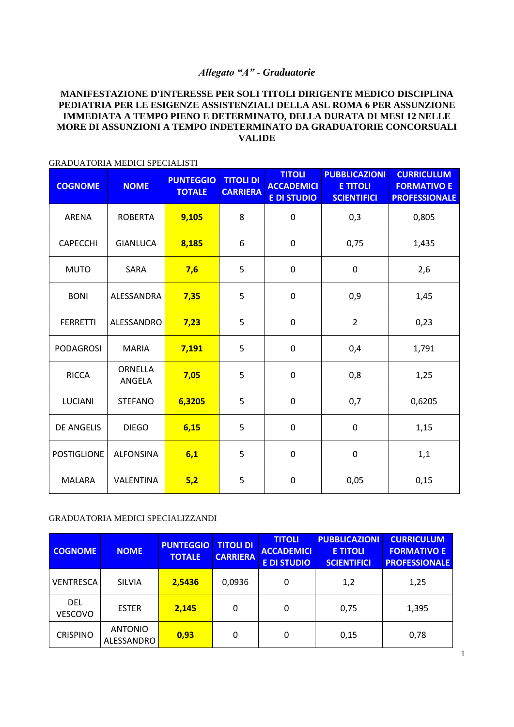*Allegato "A" - Graduatorie*

**MANIFESTAZIONE D'INTERESSE PER SOLI TITOLI DIRIGENTE MEDICO DISCIPLINA PEDIATRIA PER LE ESIGENZE ASSISTENZIALI DELLA ASL ROMA 6 PER ASSUNZIONE IMMEDIATA A TEMPO PIENO E DETERMINATO, DELLA DURATA DI MESI 12 NELLE MORE DI ASSUNZIONI A TEMPO INDETERMINATO DA GRADUATORIE CONCORSUALI VALIDE**

GRADUATORIA MEDICI SPECIALISTI

| COGNOME | NOME | PUNTEGGIO TOTALE | TITOLI DI CARRIERA | TITOLI ACCADEMICI E DI STUDIO | PUBBLICAZIONI E TITOLI SCIENTIFICI | CURRICULUM FORMATIVO E PROFESSIONALE |
|---|---|---|---|---|---|---|
| ARENA | ROBERTA | **9,105** | 8 | 0 | 0,3 | 0,805 |
| CAPECCHI | GIANLUCA | **8,185** | 6 | 0 | 0,75 | 1,435 |
| MUTO | SARA | **7,6** | 5 | 0 | 0 | 2,6 |
| BONI | ALESSANDRA | **7,35** | 5 | 0 | 0,9 | 1,45 |
| FERRETTI | ALESSANDRO | **7,23** | 5 | 0 | 2 | 0,23 |
| PODAGROSI | MARIA | **7,191** | 5 | 0 | 0,4 | 1,791 |
| RICCA | ORNELLA ANGELA | **7,05** | 5 | 0 | 0,8 | 1,25 |
| LUCIANI | STEFANO | **6,3205** | 5 | 0 | 0,7 | 0,6205 |
| DE ANGELIS | DIEGO | **6,15** | 5 | 0 | 0 | 1,15 |
| POSTIGLIONE | ALFONSINA | **6,1** | 5 | 0 | 0 | 1,1 |
| MALARA | VALENTINA | **5,2** | 5 | 0 | 0,05 | 0,15 |

GRADUATORIA MEDICI SPECIALIZZANDI

| COGNOME | NOME | PUNTEGGIO TOTALE | TITOLI DI CARRIERA | TITOLI ACCADEMICI E DI STUDIO | PUBBLICAZIONI E TITOLI SCIENTIFICI | CURRICULUM FORMATIVO E PROFESSIONALE |
|---|---|---|---|---|---|---|
| VENTRESCA | SILVIA | **2,5436** | 0,0936 | 0 | 1,2 | 1,25 |
| DEL VESCOVO | ESTER | **2,145** | 0 | 0 | 0,75 | 1,395 |
| CRISPINO | ANTONIO ALESSANDRO | **0,93** | 0 | 0 | 0,15 | 0,78 |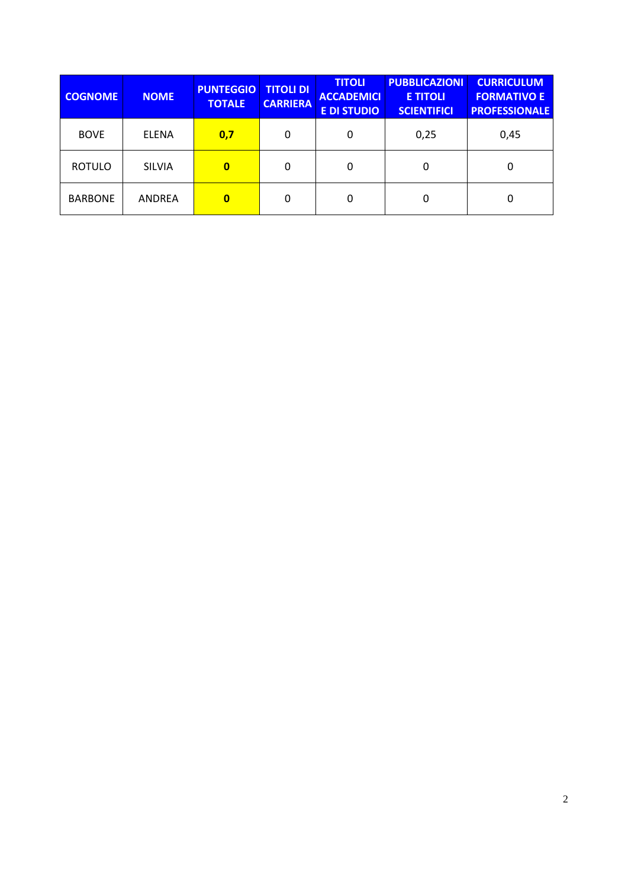| COGNOME | NOME | PUNTEGGIO TOTALE | TITOLI DI CARRIERA | TITOLI ACCADEMICI E DI STUDIO | PUBBLICAZIONI E TITOLI SCIENTIFICI | CURRICULUM FORMATIVO E PROFESSIONALE |
|---|---|---|---|---|---|---|
| BOVE | ELENA | **0,7** | 0 | 0 | 0,25 | 0,45 |
| ROTULO | SILVIA | **0** | 0 | 0 | 0 | 0 |
| BARBONE | ANDREA | **0** | 0 | 0 | 0 | 0 |